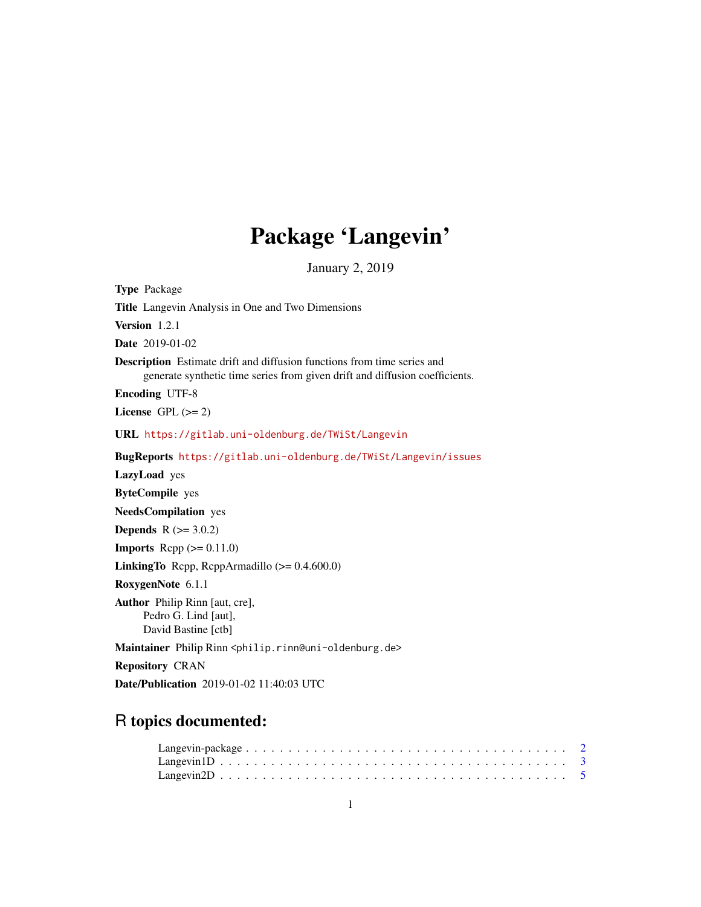# Package 'Langevin'

January 2, 2019

**Type** Package

**Title** Langevin Analysis in One and Two Dimensions

**Version** 1.2.1

**Date** 2019-01-02

**Description** Estimate drift and diffusion functions from time series and generate synthetic time series from given drift and diffusion coefficients.

**Encoding** UTF-8

**License** GPL (>= 2)

**URL** https://gitlab.uni-oldenburg.de/TWiSt/Langevin

**BugReports** https://gitlab.uni-oldenburg.de/TWiSt/Langevin/issues

**LazyLoad** yes

**ByteCompile** yes

**NeedsCompilation** yes

**Depends** R (>= 3.0.2)

**Imports** Rcpp (>= 0.11.0)

**LinkingTo** Rcpp, RcppArmadillo (>= 0.4.600.0)

**RoxygenNote** 6.1.1

**Author** Philip Rinn [aut, cre],
Pedro G. Lind [aut],
David Bastine [ctb]

**Maintainer** Philip Rinn <philip.rinn@uni-oldenburg.de>

**Repository** CRAN

**Date/Publication** 2019-01-02 11:40:03 UTC

## R topics documented:

Langevin-package . . . . . . . . . . . . . . . . . . . . . . . . . . . . . . . . . . . . 2
Langevin1D . . . . . . . . . . . . . . . . . . . . . . . . . . . . . . . . . . . . . . . . 3
Langevin2D . . . . . . . . . . . . . . . . . . . . . . . . . . . . . . . . . . . . . . . . 5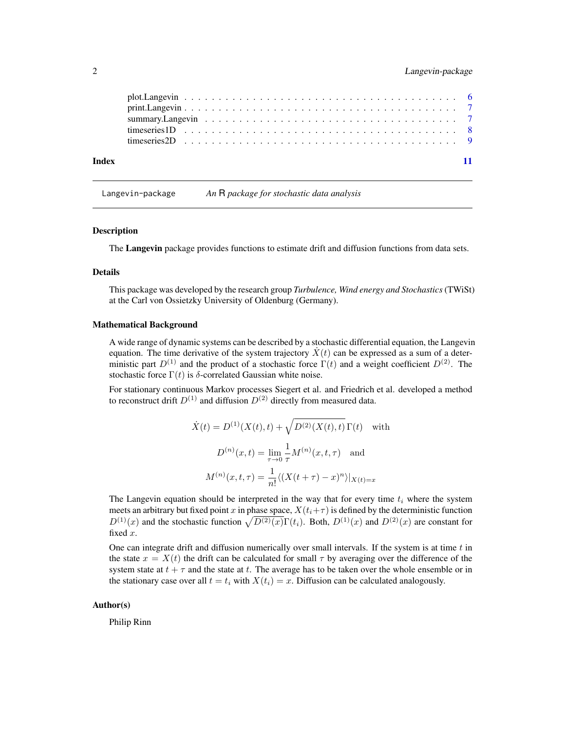plot.Langevin . . . . . . . . . . . . . . . . . . . . . . . . . . . . . . . . . . . . . . . 6
print.Langevin . . . . . . . . . . . . . . . . . . . . . . . . . . . . . . . . . . . . . . . 7
summary.Langevin . . . . . . . . . . . . . . . . . . . . . . . . . . . . . . . . . . . . 7
timeseries1D . . . . . . . . . . . . . . . . . . . . . . . . . . . . . . . . . . . . . . . 8
timeseries2D . . . . . . . . . . . . . . . . . . . . . . . . . . . . . . . . . . . . . . . 9

**Index** **11**

---

`Langevin-package` *An R package for stochastic data analysis*

---

### Description

The **Langevin** package provides functions to estimate drift and diffusion functions from data sets.

### Details

This package was developed by the research group *Turbulence, Wind energy and Stochastics* (TWiSt) at the Carl von Ossietzky University of Oldenburg (Germany).

### Mathematical Background

A wide range of dynamic systems can be described by a stochastic differential equation, the Langevin equation. The time derivative of the system trajectory $\dot{X}(t)$ can be expressed as a sum of a deterministic part $D^{(1)}$ and the product of a stochastic force $\Gamma(t)$ and a weight coefficient $D^{(2)}$. The stochastic force $\Gamma(t)$ is $\delta$-correlated Gaussian white noise.

For stationary continuous Markov processes Siegert et al. and Friedrich et al. developed a method to reconstruct drift $D^{(1)}$ and diffusion $D^{(2)}$ directly from measured data.

$$\dot{X}(t) = D^{(1)}(X(t), t) + \sqrt{D^{(2)}(X(t), t)}\,\Gamma(t) \quad \text{with}$$

$$D^{(n)}(x, t) = \lim_{\tau \to 0} \frac{1}{\tau} M^{(n)}(x, t, \tau) \quad \text{and}$$

$$M^{(n)}(x, t, \tau) = \frac{1}{n!} \langle (X(t+\tau) - x)^n \rangle |_{X(t)=x}$$

The Langevin equation should be interpreted in the way that for every time $t_i$ where the system meets an arbitrary but fixed point $x$ in phase space, $X(t_i + \tau)$ is defined by the deterministic function $D^{(1)}(x)$ and the stochastic function $\sqrt{D^{(2)}(x)}\Gamma(t_i)$. Both, $D^{(1)}(x)$ and $D^{(2)}(x)$ are constant for fixed $x$.

One can integrate drift and diffusion numerically over small intervals. If the system is at time $t$ in the state $x = X(t)$ the drift can be calculated for small $\tau$ by averaging over the difference of the system state at $t + \tau$ and the state at $t$. The average has to be taken over the whole ensemble or in the stationary case over all $t = t_i$ with $X(t_i) = x$. Diffusion can be calculated analogously.

### Author(s)

Philip Rinn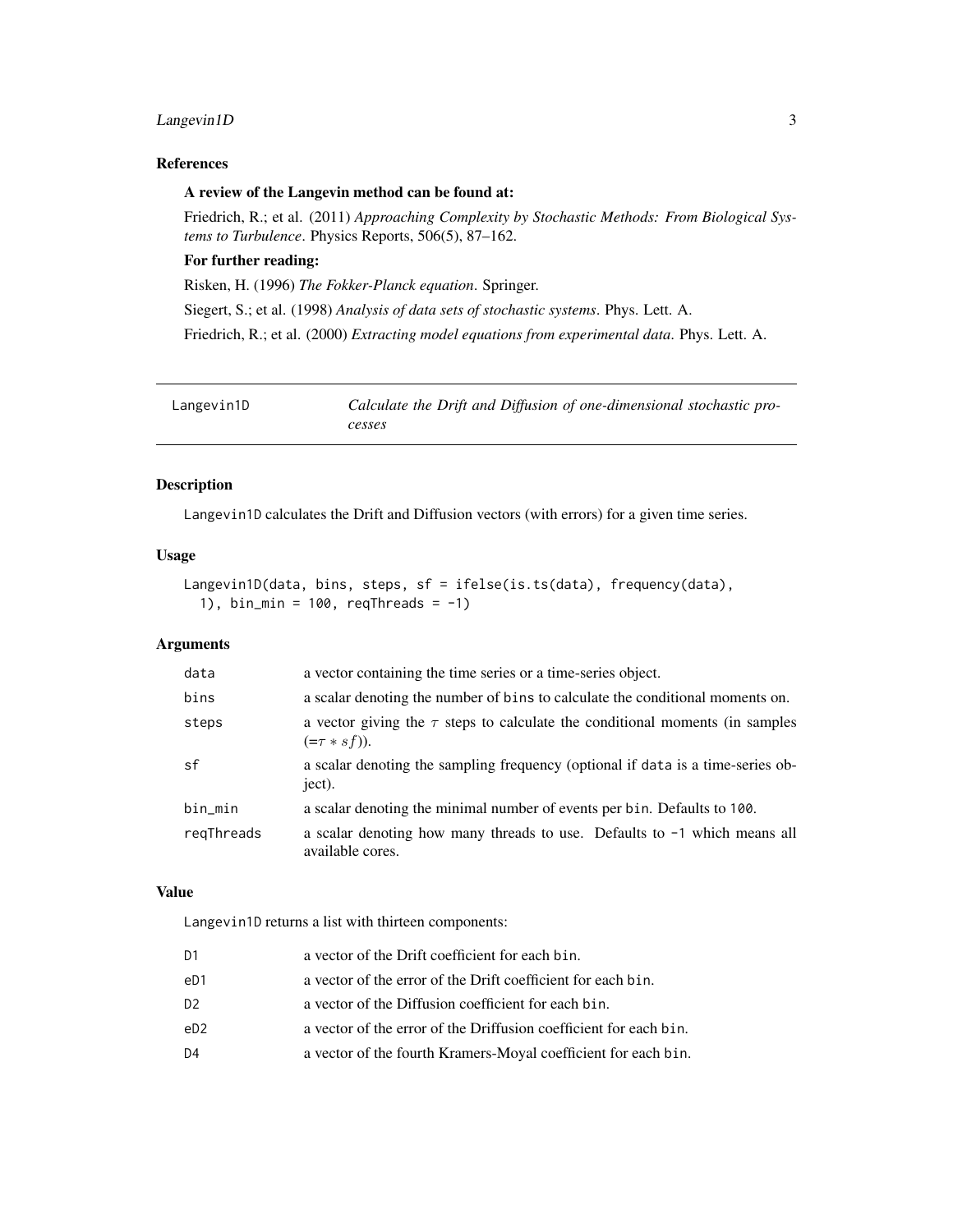### References

**A review of the Langevin method can be found at:**

Friedrich, R.; et al. (2011) *Approaching Complexity by Stochastic Methods: From Biological Systems to Turbulence*. Physics Reports, 506(5), 87–162.

**For further reading:**

Risken, H. (1996) *The Fokker-Planck equation*. Springer.

Siegert, S.; et al. (1998) *Analysis of data sets of stochastic systems*. Phys. Lett. A.

Friedrich, R.; et al. (2000) *Extracting model equations from experimental data*. Phys. Lett. A.

---

## Langevin1D — *Calculate the Drift and Diffusion of one-dimensional stochastic processes*

### Description

Langevin1D calculates the Drift and Diffusion vectors (with errors) for a given time series.

### Usage

```
Langevin1D(data, bins, steps, sf = ifelse(is.ts(data), frequency(data),
  1), bin_min = 100, reqThreads = -1)
```

### Arguments

| | |
|---|---|
| data | a vector containing the time series or a time-series object. |
| bins | a scalar denoting the number of bins to calculate the conditional moments on. |
| steps | a vector giving the $\tau$ steps to calculate the conditional moments (in samples ($=\tau * sf$)). |
| sf | a scalar denoting the sampling frequency (optional if data is a time-series object). |
| bin_min | a scalar denoting the minimal number of events per bin. Defaults to 100. |
| reqThreads | a scalar denoting how many threads to use. Defaults to -1 which means all available cores. |

### Value

Langevin1D returns a list with thirteen components:

| | |
|---|---|
| D1 | a vector of the Drift coefficient for each bin. |
| eD1 | a vector of the error of the Drift coefficient for each bin. |
| D2 | a vector of the Diffusion coefficient for each bin. |
| eD2 | a vector of the error of the Driffusion coefficient for each bin. |
| D4 | a vector of the fourth Kramers-Moyal coefficient for each bin. |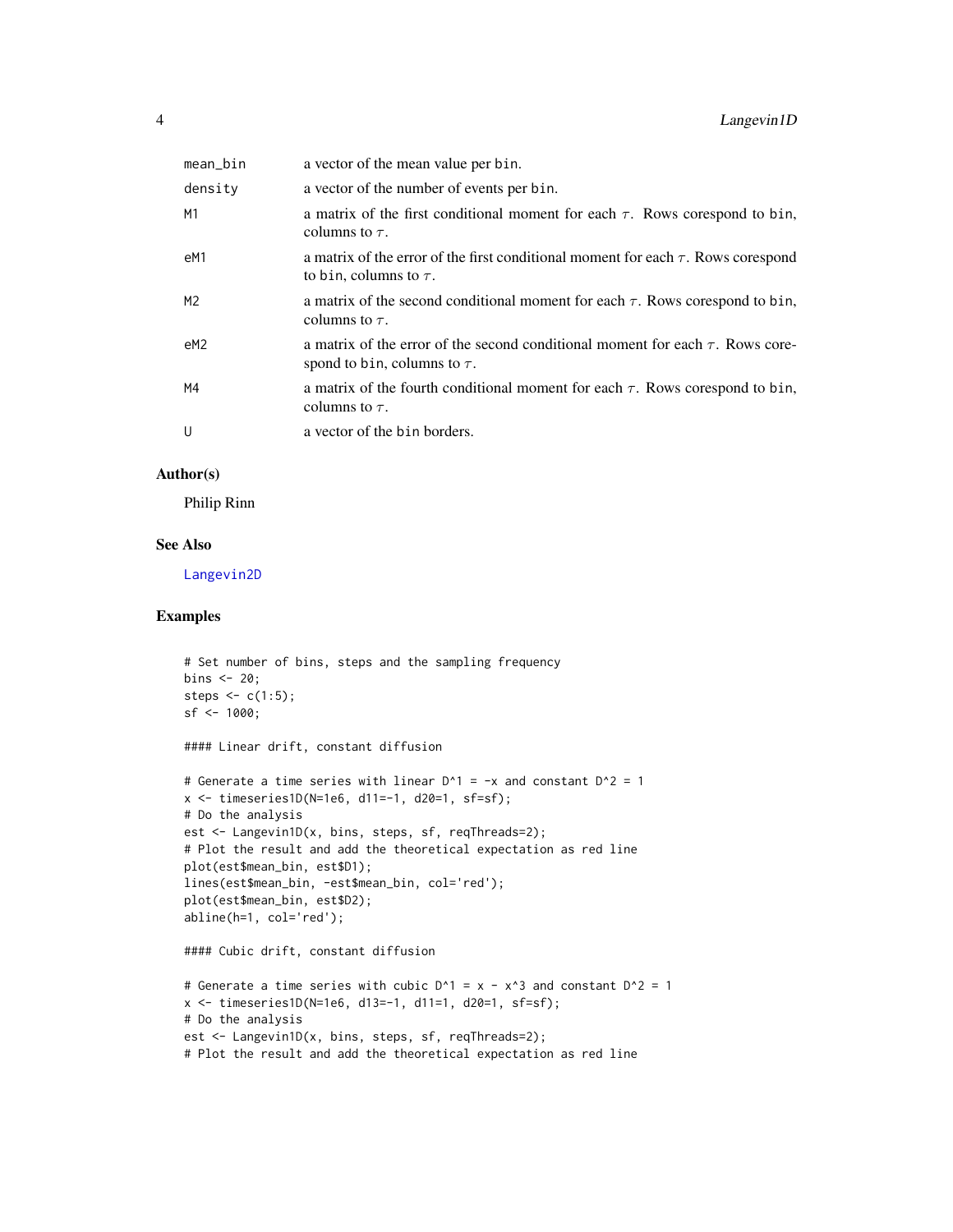| | |
|---|---|
| `mean_bin` | a vector of the mean value per `bin`. |
| `density` | a vector of the number of events per `bin`. |
| `M1` | a matrix of the first conditional moment for each $\tau$. Rows corespond to `bin`, columns to $\tau$. |
| `eM1` | a matrix of the error of the first conditional moment for each $\tau$. Rows corespond to `bin`, columns to $\tau$. |
| `M2` | a matrix of the second conditional moment for each $\tau$. Rows corespond to `bin`, columns to $\tau$. |
| `eM2` | a matrix of the error of the second conditional moment for each $\tau$. Rows corespond to `bin`, columns to $\tau$. |
| `M4` | a matrix of the fourth conditional moment for each $\tau$. Rows corespond to `bin`, columns to $\tau$. |
| `U` | a vector of the `bin` borders. |

### Author(s)

Philip Rinn

### See Also

Langevin2D

### Examples

```
# Set number of bins, steps and the sampling frequency
bins <- 20;
steps <- c(1:5);
sf <- 1000;

#### Linear drift, constant diffusion

# Generate a time series with linear D^1 = -x and constant D^2 = 1
x <- timeseries1D(N=1e6, d11=-1, d20=1, sf=sf);
# Do the analysis
est <- Langevin1D(x, bins, steps, sf, reqThreads=2);
# Plot the result and add the theoretical expectation as red line
plot(est$mean_bin, est$D1);
lines(est$mean_bin, -est$mean_bin, col='red');
plot(est$mean_bin, est$D2);
abline(h=1, col='red');

#### Cubic drift, constant diffusion

# Generate a time series with cubic D^1 = x - x^3 and constant D^2 = 1
x <- timeseries1D(N=1e6, d13=-1, d11=1, d20=1, sf=sf);
# Do the analysis
est <- Langevin1D(x, bins, steps, sf, reqThreads=2);
# Plot the result and add the theoretical expectation as red line
```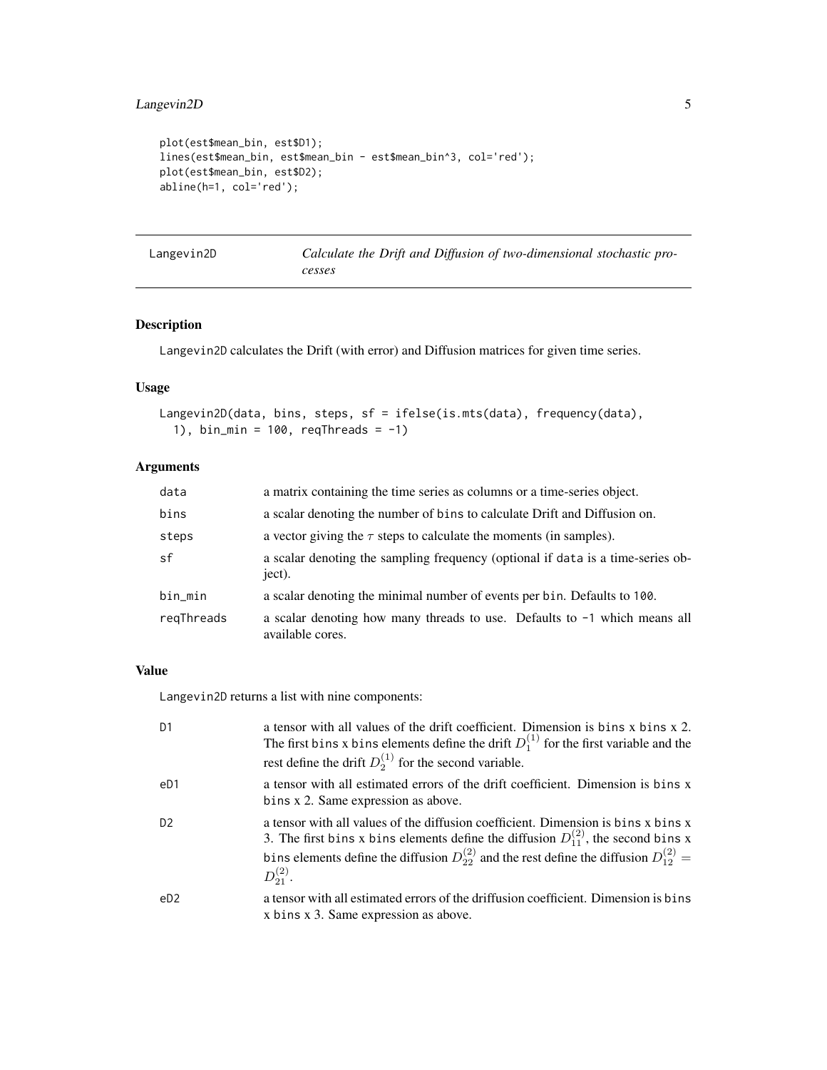```
plot(est$mean_bin, est$D1);
lines(est$mean_bin, est$mean_bin - est$mean_bin^3, col='red');
plot(est$mean_bin, est$D2);
abline(h=1, col='red');
```

---

## Langevin2D *Calculate the Drift and Diffusion of two-dimensional stochastic processes*

### Description

Langevin2D calculates the Drift (with error) and Diffusion matrices for given time series.

### Usage

```
Langevin2D(data, bins, steps, sf = ifelse(is.mts(data), frequency(data),
  1), bin_min = 100, reqThreads = -1)
```

### Arguments

| | |
|---|---|
| data | a matrix containing the time series as columns or a time-series object. |
| bins | a scalar denoting the number of bins to calculate Drift and Diffusion on. |
| steps | a vector giving the $\tau$ steps to calculate the moments (in samples). |
| sf | a scalar denoting the sampling frequency (optional if data is a time-series object). |
| bin_min | a scalar denoting the minimal number of events per bin. Defaults to 100. |
| reqThreads | a scalar denoting how many threads to use. Defaults to -1 which means all available cores. |

### Value

Langevin2D returns a list with nine components:

| | |
|---|---|
| D1 | a tensor with all values of the drift coefficient. Dimension is bins x bins x 2. The first bins x bins elements define the drift $D_1^{(1)}$ for the first variable and the rest define the drift $D_2^{(1)}$ for the second variable. |
| eD1 | a tensor with all estimated errors of the drift coefficient. Dimension is bins x bins x 2. Same expression as above. |
| D2 | a tensor with all values of the diffusion coefficient. Dimension is bins x bins x 3. The first bins x bins elements define the diffusion $D_{11}^{(2)}$, the second bins x bins elements define the diffusion $D_{22}^{(2)}$ and the rest define the diffusion $D_{12}^{(2)} = D_{21}^{(2)}$. |
| eD2 | a tensor with all estimated errors of the driffusion coefficient. Dimension is bins x bins x 3. Same expression as above. |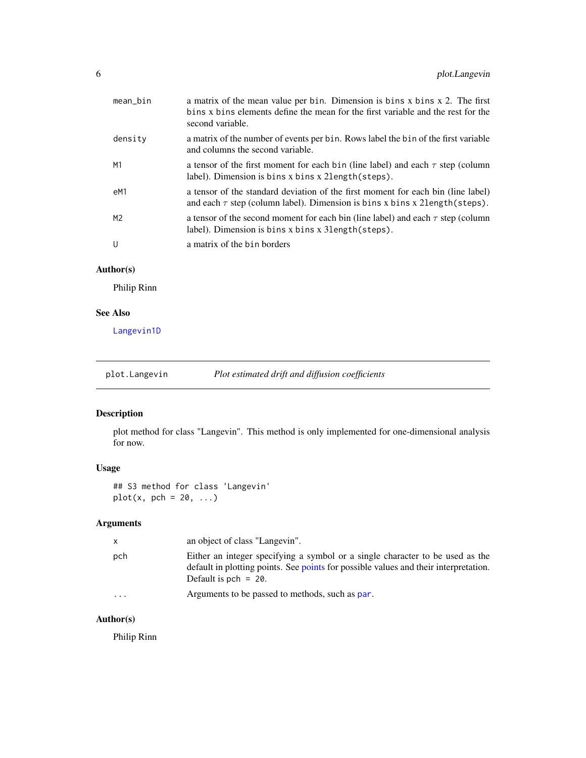| | |
|---|---|
| mean_bin | a matrix of the mean value per bin. Dimension is bins x bins x 2. The first bins x bins elements define the mean for the first variable and the rest for the second variable. |
| density | a matrix of the number of events per bin. Rows label the bin of the first variable and columns the second variable. |
| M1 | a tensor of the first moment for each bin (line label) and each $\tau$ step (column label). Dimension is bins x bins x 2length(steps). |
| eM1 | a tensor of the standard deviation of the first moment for each bin (line label) and each $\tau$ step (column label). Dimension is bins x bins x 2length(steps). |
| M2 | a tensor of the second moment for each bin (line label) and each $\tau$ step (column label). Dimension is bins x bins x 3length(steps). |
| U | a matrix of the bin borders |

### Author(s)

Philip Rinn

### See Also

Langevin1D

---

## plot.Langevin — *Plot estimated drift and diffusion coefficients*

### Description

plot method for class "Langevin". This method is only implemented for one-dimensional analysis for now.

### Usage

```
## S3 method for class 'Langevin'
plot(x, pch = 20, ...)
```

### Arguments

| | |
|---|---|
| x | an object of class "Langevin". |
| pch | Either an integer specifying a symbol or a single character to be used as the default in plotting points. See points for possible values and their interpretation. Default is pch = 20. |
| ... | Arguments to be passed to methods, such as par. |

### Author(s)

Philip Rinn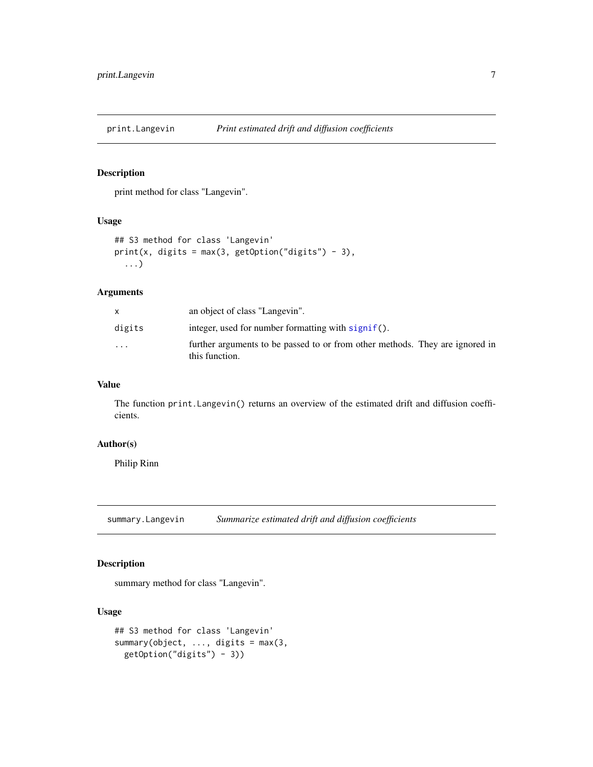## print.Langevin *Print estimated drift and diffusion coefficients*

### Description

print method for class "Langevin".

### Usage

```
## S3 method for class 'Langevin'
print(x, digits = max(3, getOption("digits") - 3),
  ...)
```

### Arguments

| | |
|---|---|
| x | an object of class "Langevin". |
| digits | integer, used for number formatting with signif(). |
| ... | further arguments to be passed to or from other methods. They are ignored in this function. |

### Value

The function print.Langevin() returns an overview of the estimated drift and diffusion coefficients.

### Author(s)

Philip Rinn

## summary.Langevin *Summarize estimated drift and diffusion coefficients*

### Description

summary method for class "Langevin".

### Usage

```
## S3 method for class 'Langevin'
summary(object, ..., digits = max(3,
  getOption("digits") - 3))
```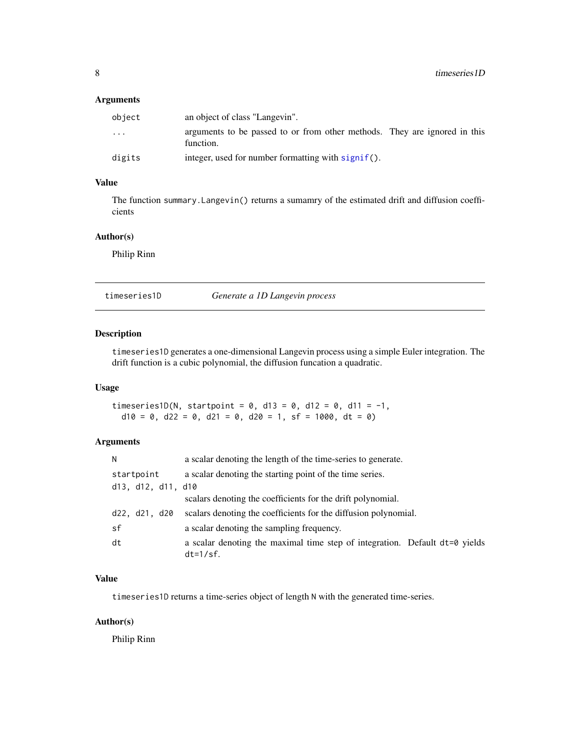### Arguments

| | |
|---|---|
| object | an object of class "Langevin". |
| ... | arguments to be passed to or from other methods. They are ignored in this function. |
| digits | integer, used for number formatting with `signif()`. |

### Value

The function `summary.Langevin()` returns a sumamry of the estimated drift and diffusion coefficients

### Author(s)

Philip Rinn

---

## timeseries1D — *Generate a 1D Langevin process*

### Description

`timeseries1D` generates a one-dimensional Langevin process using a simple Euler integration. The drift function is a cubic polynomial, the diffusion funcation a quadratic.

### Usage

```
timeseries1D(N, startpoint = 0, d13 = 0, d12 = 0, d11 = -1,
  d10 = 0, d22 = 0, d21 = 0, d20 = 1, sf = 1000, dt = 0)
```

### Arguments

| | |
|---|---|
| N | a scalar denoting the length of the time-series to generate. |
| startpoint | a scalar denoting the starting point of the time series. |
| d13, d12, d11, d10 | scalars denoting the coefficients for the drift polynomial. |
| d22, d21, d20 | scalars denoting the coefficients for the diffusion polynomial. |
| sf | a scalar denoting the sampling frequency. |
| dt | a scalar denoting the maximal time step of integration. Default `dt=0` yields `dt=1/sf`. |

### Value

`timeseries1D` returns a time-series object of length `N` with the generated time-series.

### Author(s)

Philip Rinn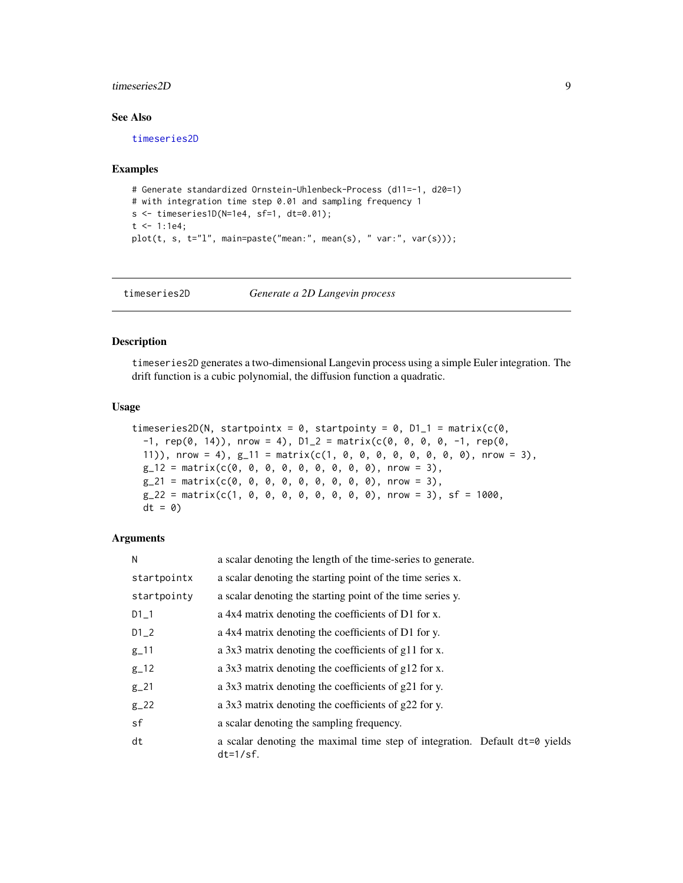## See Also

timeseries2D

## Examples

```
# Generate standardized Ornstein-Uhlenbeck-Process (d11=-1, d20=1)
# with integration time step 0.01 and sampling frequency 1
s <- timeseries1D(N=1e4, sf=1, dt=0.01);
t <- 1:1e4;
plot(t, s, t="l", main=paste("mean:", mean(s), " var:", var(s)));
```

---

timeseries2D &nbsp;&nbsp;&nbsp;&nbsp; *Generate a 2D Langevin process*

---

## Description

timeseries2D generates a two-dimensional Langevin process using a simple Euler integration. The drift function is a cubic polynomial, the diffusion function a quadratic.

## Usage

```
timeseries2D(N, startpointx = 0, startpointy = 0, D1_1 = matrix(c(0,
  -1, rep(0, 14)), nrow = 4), D1_2 = matrix(c(0, 0, 0, 0, -1, rep(0,
  11)), nrow = 4), g_11 = matrix(c(1, 0, 0, 0, 0, 0, 0, 0, 0), nrow = 3),
  g_12 = matrix(c(0, 0, 0, 0, 0, 0, 0, 0, 0), nrow = 3),
  g_21 = matrix(c(0, 0, 0, 0, 0, 0, 0, 0, 0), nrow = 3),
  g_22 = matrix(c(1, 0, 0, 0, 0, 0, 0, 0, 0), nrow = 3), sf = 1000,
  dt = 0)
```

## Arguments

| Argument | Description |
|---|---|
| N | a scalar denoting the length of the time-series to generate. |
| startpointx | a scalar denoting the starting point of the time series x. |
| startpointy | a scalar denoting the starting point of the time series y. |
| D1_1 | a 4x4 matrix denoting the coefficients of D1 for x. |
| D1_2 | a 4x4 matrix denoting the coefficients of D1 for y. |
| g_11 | a 3x3 matrix denoting the coefficients of g11 for x. |
| g_12 | a 3x3 matrix denoting the coefficients of g12 for x. |
| g_21 | a 3x3 matrix denoting the coefficients of g21 for y. |
| g_22 | a 3x3 matrix denoting the coefficients of g22 for y. |
| sf | a scalar denoting the sampling frequency. |
| dt | a scalar denoting the maximal time step of integration. Default dt=0 yields dt=1/sf. |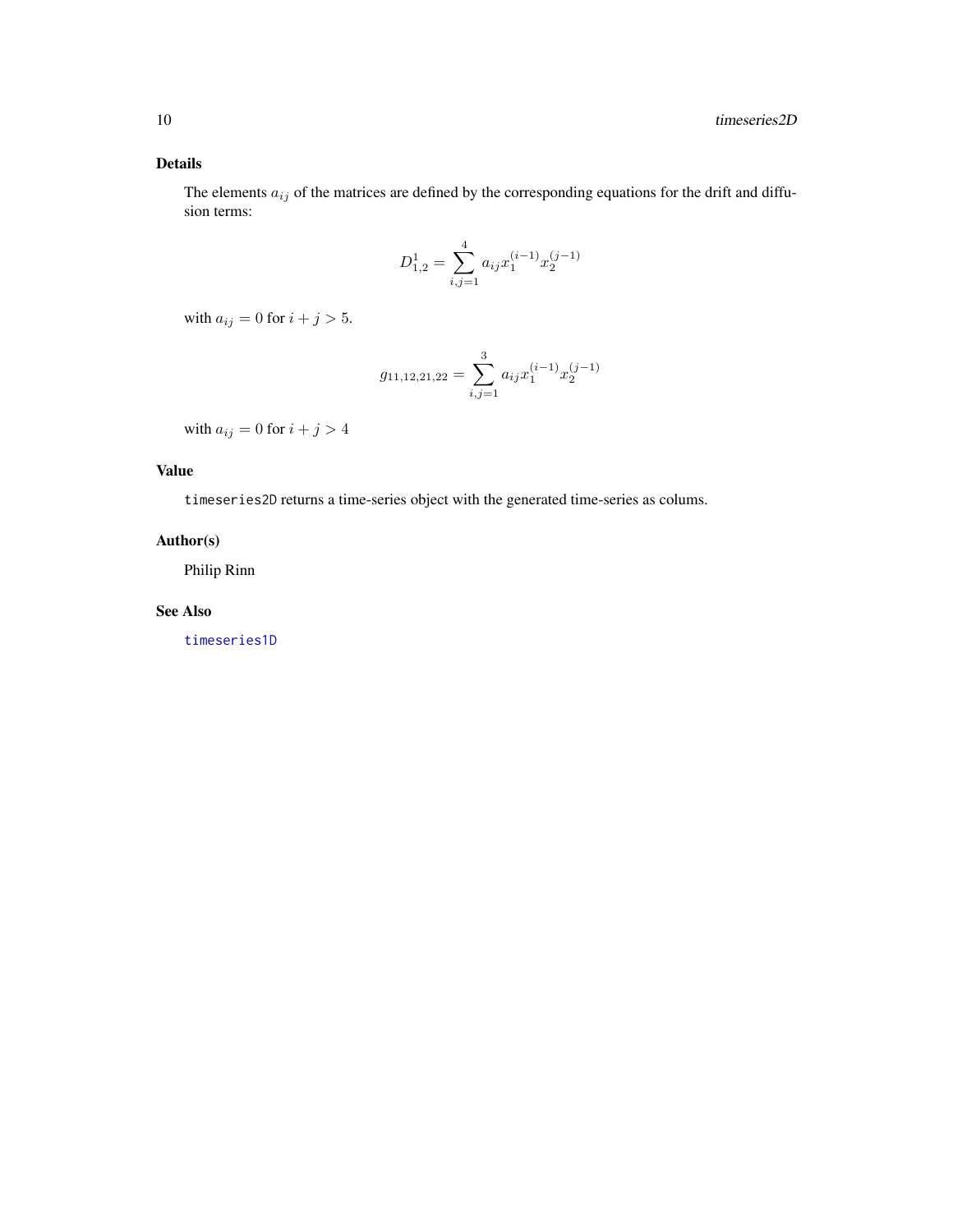## Details

The elements $a_{ij}$ of the matrices are defined by the corresponding equations for the drift and diffusion terms:

$$D^1_{1,2} = \sum_{i,j=1}^{4} a_{ij} x_1^{(i-1)} x_2^{(j-1)}$$

with $a_{ij} = 0$ for $i + j > 5$.

$$g_{11,12,21,22} = \sum_{i,j=1}^{3} a_{ij} x_1^{(i-1)} x_2^{(j-1)}$$

with $a_{ij} = 0$ for $i + j > 4$

## Value

`timeseries2D` returns a time-series object with the generated time-series as colums.

## Author(s)

Philip Rinn

## See Also

`timeseries1D`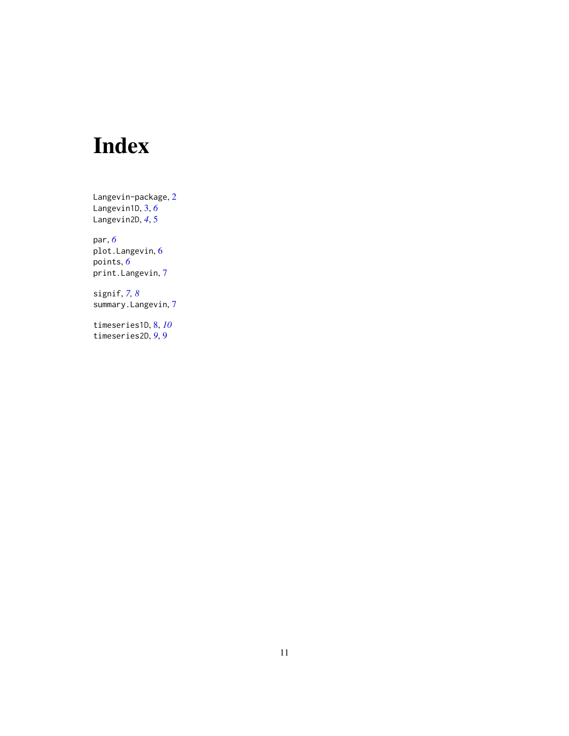# Index

Langevin-package, 2
Langevin1D, 3, *6*
Langevin2D, *4*, 5

par, *6*
plot.Langevin, 6
points, *6*
print.Langevin, 7

signif, *7, 8*
summary.Langevin, 7

timeseries1D, 8, *10*
timeseries2D, *9*, 9